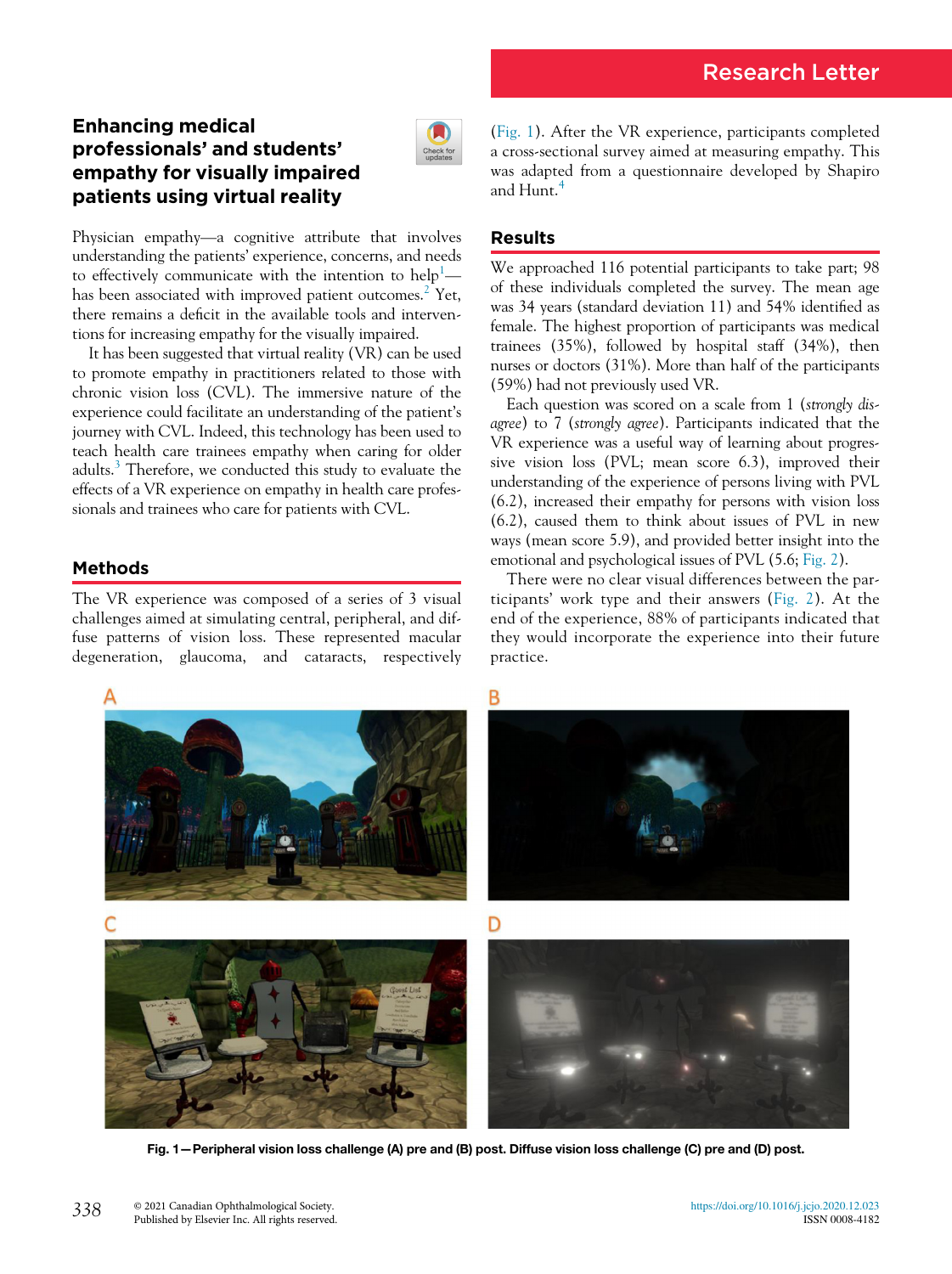Research Letter

# Enhancing medical professionals' and students' empathy for visually impaired patients using virtual reality

Physician empathy—a cognitive attribute that involves understanding the patients' experience, concerns, and needs to effectively communicate with the intention to help[1]—has been associated with improved patient outcomes.[2] Yet, there remains a deficit in the available tools and interventions for increasing empathy for the visually impaired.

It has been suggested that virtual reality (VR) can be used to promote empathy in practitioners related to those with chronic vision loss (CVL). The immersive nature of the experience could facilitate an understanding of the patient's journey with CVL. Indeed, this technology has been used to teach health care trainees empathy when caring for older adults.[3] Therefore, we conducted this study to evaluate the effects of a VR experience on empathy in health care professionals and trainees who care for patients with CVL.

## Methods

The VR experience was composed of a series of 3 visual challenges aimed at simulating central, peripheral, and diffuse patterns of vision loss. These represented macular degeneration, glaucoma, and cataracts, respectively (Fig. 1). After the VR experience, participants completed a cross-sectional survey aimed at measuring empathy. This was adapted from a questionnaire developed by Shapiro and Hunt.[4]

## Results

We approached 116 potential participants to take part; 98 of these individuals completed the survey. The mean age was 34 years (standard deviation 11) and 54% identified as female. The highest proportion of participants was medical trainees (35%), followed by hospital staff (34%), then nurses or doctors (31%). More than half of the participants (59%) had not previously used VR.

Each question was scored on a scale from 1 (*strongly disagree*) to 7 (*strongly agree*). Participants indicated that the VR experience was a useful way of learning about progressive vision loss (PVL; mean score 6.3), improved their understanding of the experience of persons living with PVL (6.2), increased their empathy for persons with vision loss (6.2), caused them to think about issues of PVL in new ways (mean score 5.9), and provided better insight into the emotional and psychological issues of PVL (5.6; Fig. 2).

There were no clear visual differences between the participants' work type and their answers (Fig. 2). At the end of the experience, 88% of participants indicated that they would incorporate the experience into their future practice.

**Fig. 1—Peripheral vision loss challenge (A) pre and (B) post. Diffuse vision loss challenge (C) pre and (D) post.**

© 2021 Canadian Ophthalmological Society.
Published by Elsevier Inc. All rights reserved.

https://doi.org/10.1016/j.jcjo.2020.12.023
ISSN 0008-4182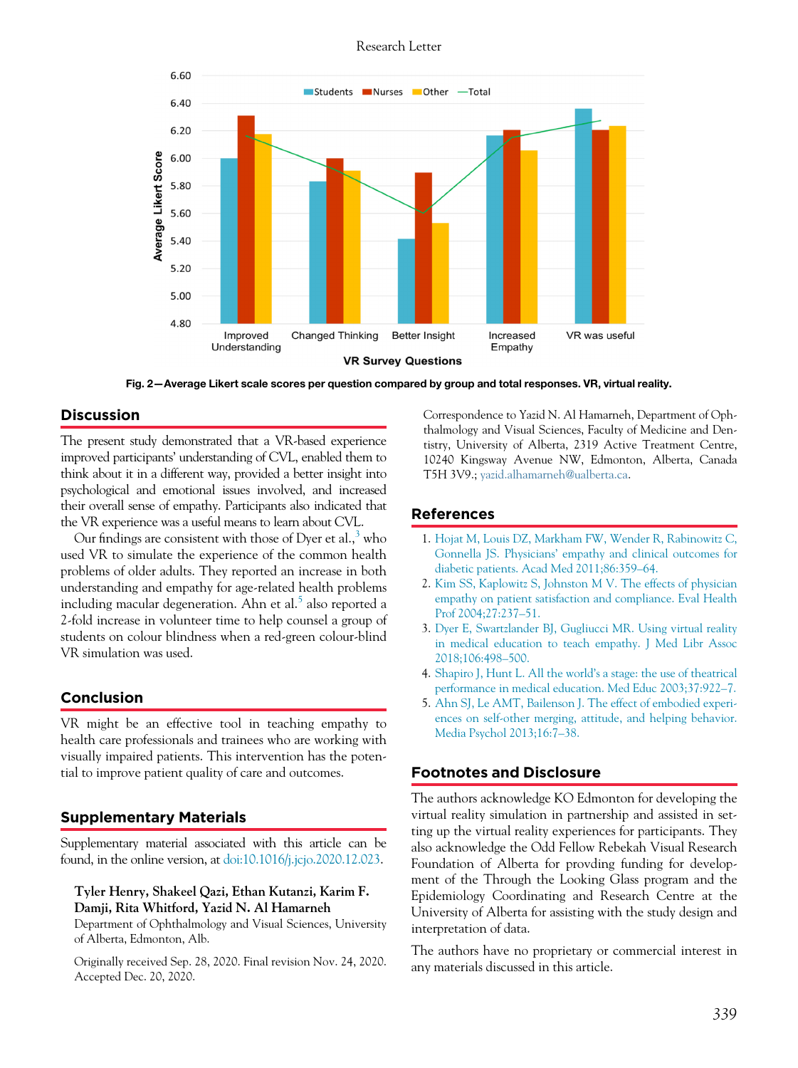6.60
6.40
6.20
6.00
5.80
5.60
5.40
5.20
5.00
4.80

Students Nurses Other Total

Average Likert Score

Improved Understanding
Changed Thinking
Better Insight
Increased Empathy
VR was useful

VR Survey Questions

**Fig. 2—Average Likert scale scores per question compared by group and total responses. VR, virtual reality.**

## Discussion

The present study demonstrated that a VR-based experience improved participants' understanding of CVL, enabled them to think about it in a different way, provided a better insight into psychological and emotional issues involved, and increased their overall sense of empathy. Participants also indicated that the VR experience was a useful means to learn about CVL.

Our findings are consistent with those of Dyer et al.,[3] who used VR to simulate the experience of the common health problems of older adults. They reported an increase in both understanding and empathy for age-related health problems including macular degeneration. Ahn et al.[5] also reported a 2-fold increase in volunteer time to help counsel a group of students on colour blindness when a red-green colour-blind VR simulation was used.

## Conclusion

VR might be an effective tool in teaching empathy to health care professionals and trainees who are working with visually impaired patients. This intervention has the potential to improve patient quality of care and outcomes.

## Supplementary Materials

Supplementary material associated with this article can be found, in the online version, at doi:10.1016/j.jcjo.2020.12.023.

**Tyler Henry, Shakeel Qazi, Ethan Kutanzi, Karim F. Damji, Rita Whitford, Yazid N. Al Hamarneh**
Department of Ophthalmology and Visual Sciences, University of Alberta, Edmonton, Alb.

Originally received Sep. 28, 2020. Final revision Nov. 24, 2020. Accepted Dec. 20, 2020.

Correspondence to Yazid N. Al Hamarneh, Department of Ophthalmology and Visual Sciences, Faculty of Medicine and Dentistry, University of Alberta, 2319 Active Treatment Centre, 10240 Kingsway Avenue NW, Edmonton, Alberta, Canada T5H 3V9.; yazid.alhamarneh@ualberta.ca.

## References

1. Hojat M, Louis DZ, Markham FW, Wender R, Rabinowitz C, Gonnella JS. Physicians' empathy and clinical outcomes for diabetic patients. Acad Med 2011;86:359–64.
2. Kim SS, Kaplowitz S, Johnston M V. The effects of physician empathy on patient satisfaction and compliance. Eval Health Prof 2004;27:237–51.
3. Dyer E, Swartzlander BJ, Gugliucci MR. Using virtual reality in medical education to teach empathy. J Med Libr Assoc 2018;106:498–500.
4. Shapiro J, Hunt L. All the world's a stage: the use of theatrical performance in medical education. Med Educ 2003;37:922–7.
5. Ahn SJ, Le AMT, Bailenson J. The effect of embodied experiences on self-other merging, attitude, and helping behavior. Media Psychol 2013;16:7–38.

## Footnotes and Disclosure

The authors acknowledge KO Edmonton for developing the virtual reality simulation in partnership and assisted in setting up the virtual reality experiences for participants. They also acknowledge the Odd Fellow Rebekah Visual Research Foundation of Alberta for provding funding for development of the Through the Looking Glass program and the Epidemiology Coordinating and Research Centre at the University of Alberta for assisting with the study design and interpretation of data.

The authors have no proprietary or commercial interest in any materials discussed in this article.